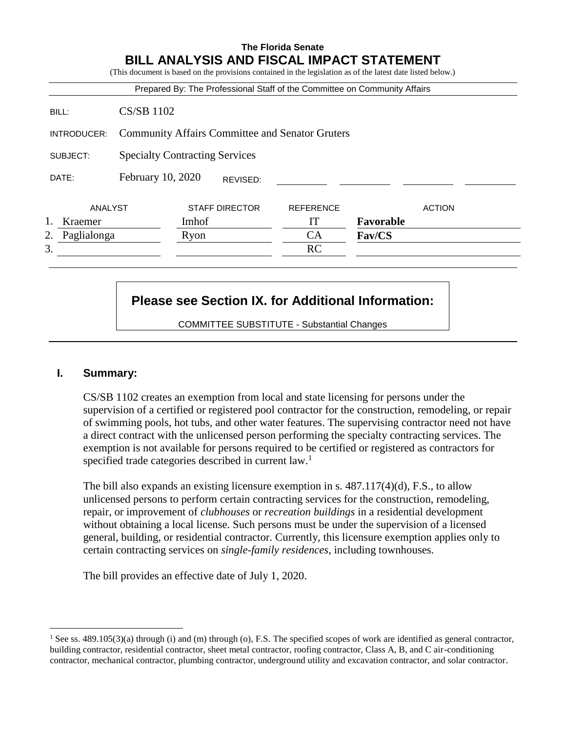**The Florida Senate**

# BILL ANALYSIS AND FISCAL IMPACT STATEMENT

(This document is based on the provisions contained in the legislation as of the latest date listed below.)

Prepared By: The Professional Staff of the Committee on Community Affairs

| | |
|---|---|
| BILL: | CS/SB 1102 |
| INTRODUCER: | Community Affairs Committee and Senator Gruters |
| SUBJECT: | Specialty Contracting Services |
| DATE: | February 10, 2020 REVISED: |

| | ANALYST | STAFF DIRECTOR | REFERENCE | ACTION |
|---|---|---|---|---|
| 1. | Kraemer | Imhof | IT | **Favorable** |
| 2. | Paglialonga | Ryon | CA | **Fav/CS** |
| 3. | | | RC | |

**Please see Section IX. for Additional Information:**

COMMITTEE SUBSTITUTE - Substantial Changes

## I. Summary:

CS/SB 1102 creates an exemption from local and state licensing for persons under the supervision of a certified or registered pool contractor for the construction, remodeling, or repair of swimming pools, hot tubs, and other water features. The supervising contractor need not have a direct contract with the unlicensed person performing the specialty contracting services. The exemption is not available for persons required to be certified or registered as contractors for specified trade categories described in current law.[1]

The bill also expands an existing licensure exemption in s. 487.117(4)(d), F.S., to allow unlicensed persons to perform certain contracting services for the construction, remodeling, repair, or improvement of *clubhouses* or *recreation buildings* in a residential development without obtaining a local license. Such persons must be under the supervision of a licensed general, building, or residential contractor. Currently, this licensure exemption applies only to certain contracting services on *single-family residences*, including townhouses.

The bill provides an effective date of July 1, 2020.

---

[1] See ss. 489.105(3)(a) through (i) and (m) through (o), F.S. The specified scopes of work are identified as general contractor, building contractor, residential contractor, sheet metal contractor, roofing contractor, Class A, B, and C air-conditioning contractor, mechanical contractor, plumbing contractor, underground utility and excavation contractor, and solar contractor.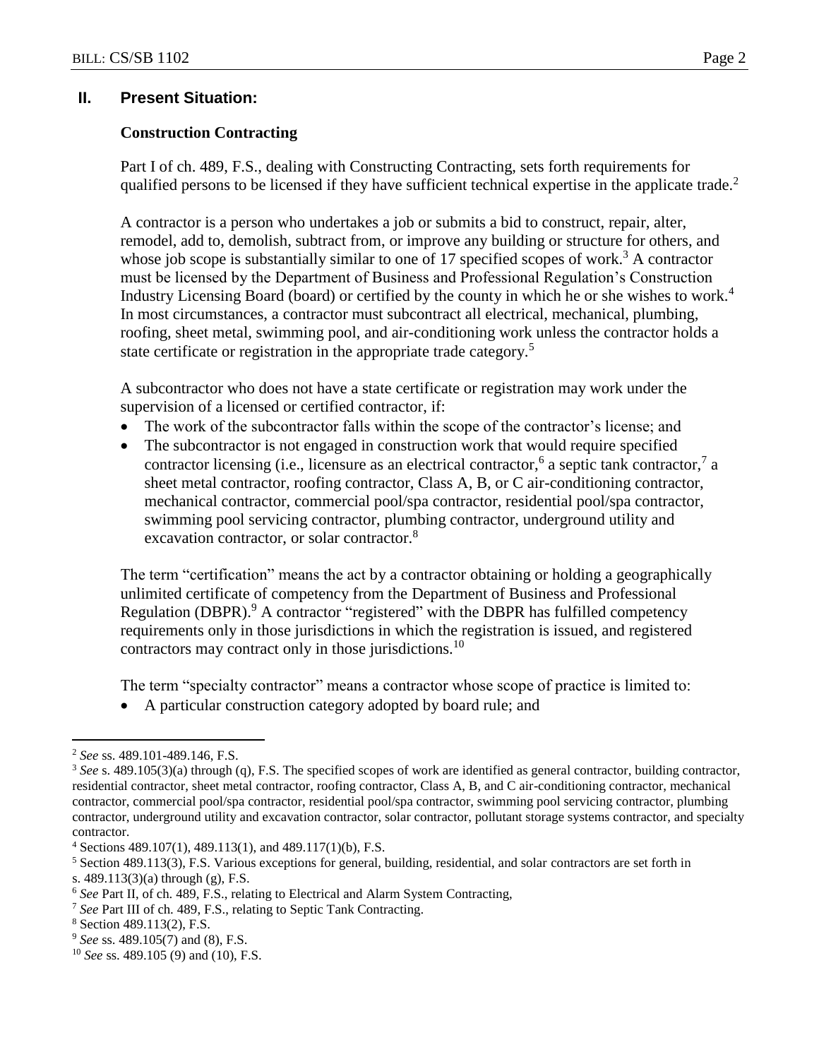## II. Present Situation:

### Construction Contracting

Part I of ch. 489, F.S., dealing with Constructing Contracting, sets forth requirements for qualified persons to be licensed if they have sufficient technical expertise in the applicate trade.[2]

A contractor is a person who undertakes a job or submits a bid to construct, repair, alter, remodel, add to, demolish, subtract from, or improve any building or structure for others, and whose job scope is substantially similar to one of 17 specified scopes of work.[3] A contractor must be licensed by the Department of Business and Professional Regulation's Construction Industry Licensing Board (board) or certified by the county in which he or she wishes to work.[4] In most circumstances, a contractor must subcontract all electrical, mechanical, plumbing, roofing, sheet metal, swimming pool, and air-conditioning work unless the contractor holds a state certificate or registration in the appropriate trade category.[5]

A subcontractor who does not have a state certificate or registration may work under the supervision of a licensed or certified contractor, if:

- The work of the subcontractor falls within the scope of the contractor's license; and
- The subcontractor is not engaged in construction work that would require specified contractor licensing (i.e., licensure as an electrical contractor,[6] a septic tank contractor,[7] a sheet metal contractor, roofing contractor, Class A, B, or C air-conditioning contractor, mechanical contractor, commercial pool/spa contractor, residential pool/spa contractor, swimming pool servicing contractor, plumbing contractor, underground utility and excavation contractor, or solar contractor.[8]

The term "certification" means the act by a contractor obtaining or holding a geographically unlimited certificate of competency from the Department of Business and Professional Regulation (DBPR).[9] A contractor "registered" with the DBPR has fulfilled competency requirements only in those jurisdictions in which the registration is issued, and registered contractors may contract only in those jurisdictions.[10]

The term "specialty contractor" means a contractor whose scope of practice is limited to:

- A particular construction category adopted by board rule; and

---

[2] *See* ss. 489.101-489.146, F.S.

[3] *See* s. 489.105(3)(a) through (q), F.S. The specified scopes of work are identified as general contractor, building contractor, residential contractor, sheet metal contractor, roofing contractor, Class A, B, and C air-conditioning contractor, mechanical contractor, commercial pool/spa contractor, residential pool/spa contractor, swimming pool servicing contractor, plumbing contractor, underground utility and excavation contractor, solar contractor, pollutant storage systems contractor, and specialty contractor.

[4] Sections 489.107(1), 489.113(1), and 489.117(1)(b), F.S.

[5] Section 489.113(3), F.S. Various exceptions for general, building, residential, and solar contractors are set forth in s. 489.113(3)(a) through (g), F.S.

[6] *See* Part II, of ch. 489, F.S., relating to Electrical and Alarm System Contracting,

[7] *See* Part III of ch. 489, F.S., relating to Septic Tank Contracting.

[8] Section 489.113(2), F.S.

[9] *See* ss. 489.105(7) and (8), F.S.

[10] *See* ss. 489.105 (9) and (10), F.S.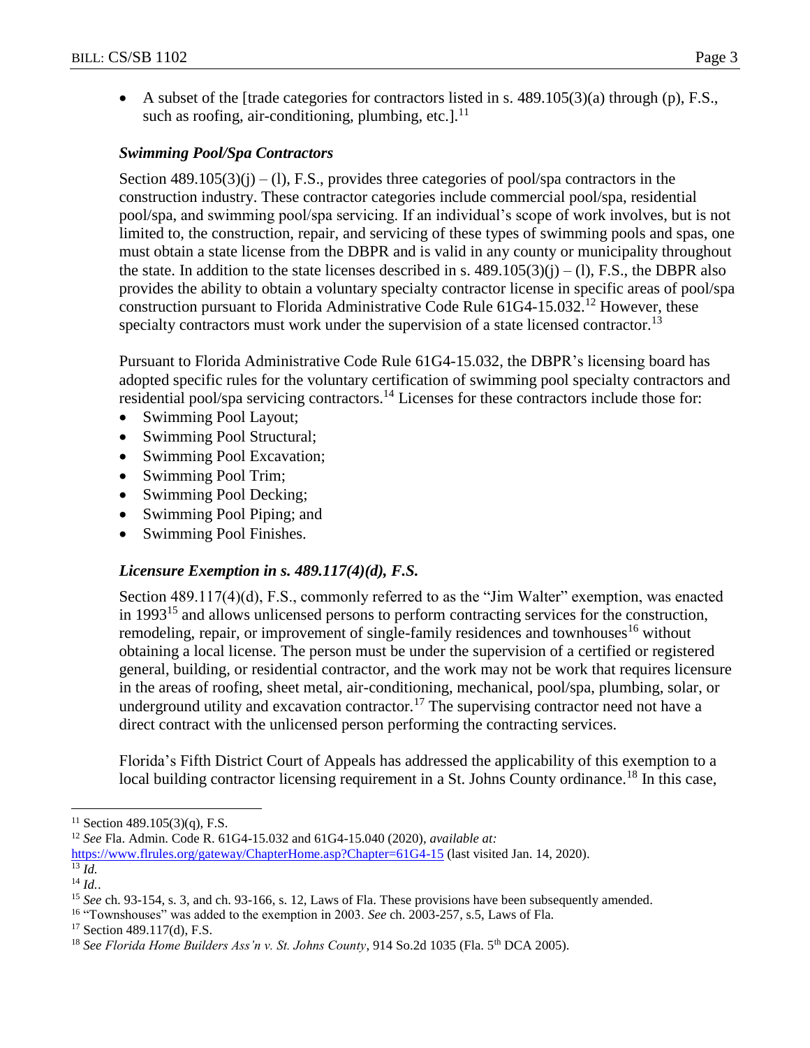- A subset of the [trade categories for contractors listed in s. 489.105(3)(a) through (p), F.S., such as roofing, air-conditioning, plumbing, etc.].[11]

### *Swimming Pool/Spa Contractors*

Section 489.105(3)(j) – (l), F.S., provides three categories of pool/spa contractors in the construction industry. These contractor categories include commercial pool/spa, residential pool/spa, and swimming pool/spa servicing. If an individual's scope of work involves, but is not limited to, the construction, repair, and servicing of these types of swimming pools and spas, one must obtain a state license from the DBPR and is valid in any county or municipality throughout the state. In addition to the state licenses described in s. 489.105(3)(j) – (l), F.S., the DBPR also provides the ability to obtain a voluntary specialty contractor license in specific areas of pool/spa construction pursuant to Florida Administrative Code Rule 61G4-15.032.[12] However, these specialty contractors must work under the supervision of a state licensed contractor.[13]

Pursuant to Florida Administrative Code Rule 61G4-15.032, the DBPR's licensing board has adopted specific rules for the voluntary certification of swimming pool specialty contractors and residential pool/spa servicing contractors.[14] Licenses for these contractors include those for:

- Swimming Pool Layout;
- Swimming Pool Structural;
- Swimming Pool Excavation;
- Swimming Pool Trim;
- Swimming Pool Decking;
- Swimming Pool Piping; and
- Swimming Pool Finishes.

### *Licensure Exemption in s. 489.117(4)(d), F.S.*

Section 489.117(4)(d), F.S., commonly referred to as the "Jim Walter" exemption, was enacted in 1993[15] and allows unlicensed persons to perform contracting services for the construction, remodeling, repair, or improvement of single-family residences and townhouses[16] without obtaining a local license. The person must be under the supervision of a certified or registered general, building, or residential contractor, and the work may not be work that requires licensure in the areas of roofing, sheet metal, air-conditioning, mechanical, pool/spa, plumbing, solar, or underground utility and excavation contractor.[17] The supervising contractor need not have a direct contract with the unlicensed person performing the contracting services.

Florida's Fifth District Court of Appeals has addressed the applicability of this exemption to a local building contractor licensing requirement in a St. Johns County ordinance.[18] In this case,

---

[11] Section 489.105(3)(q), F.S.

[12] *See* Fla. Admin. Code R. 61G4-15.032 and 61G4-15.040 (2020), *available at:* https://www.flrules.org/gateway/ChapterHome.asp?Chapter=61G4-15 (last visited Jan. 14, 2020).

[13] *Id.*

[14] *Id.*.

[15] *See* ch. 93-154, s. 3, and ch. 93-166, s. 12, Laws of Fla. These provisions have been subsequently amended.

[16] "Townshouses" was added to the exemption in 2003. *See* ch. 2003-257, s.5, Laws of Fla.

[17] Section 489.117(d), F.S.

[18] *See Florida Home Builders Ass'n v. St. Johns County*, 914 So.2d 1035 (Fla. 5th DCA 2005).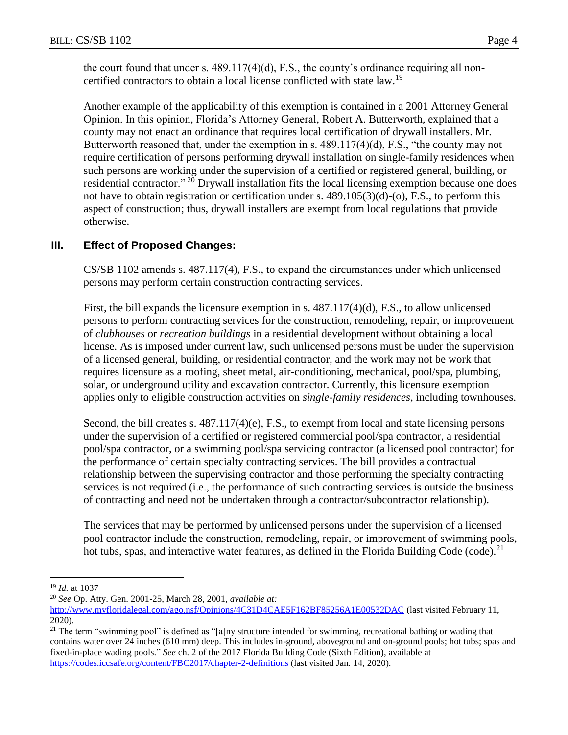the court found that under s. 489.117(4)(d), F.S., the county's ordinance requiring all non-certified contractors to obtain a local license conflicted with state law.[19]

Another example of the applicability of this exemption is contained in a 2001 Attorney General Opinion. In this opinion, Florida's Attorney General, Robert A. Butterworth, explained that a county may not enact an ordinance that requires local certification of drywall installers. Mr. Butterworth reasoned that, under the exemption in s. 489.117(4)(d), F.S., "the county may not require certification of persons performing drywall installation on single-family residences when such persons are working under the supervision of a certified or registered general, building, or residential contractor."[20] Drywall installation fits the local licensing exemption because one does not have to obtain registration or certification under s. 489.105(3)(d)-(o), F.S., to perform this aspect of construction; thus, drywall installers are exempt from local regulations that provide otherwise.

## III. Effect of Proposed Changes:

CS/SB 1102 amends s. 487.117(4), F.S., to expand the circumstances under which unlicensed persons may perform certain construction contracting services.

First, the bill expands the licensure exemption in s. 487.117(4)(d), F.S., to allow unlicensed persons to perform contracting services for the construction, remodeling, repair, or improvement of *clubhouses* or *recreation buildings* in a residential development without obtaining a local license. As is imposed under current law, such unlicensed persons must be under the supervision of a licensed general, building, or residential contractor, and the work may not be work that requires licensure as a roofing, sheet metal, air-conditioning, mechanical, pool/spa, plumbing, solar, or underground utility and excavation contractor. Currently, this licensure exemption applies only to eligible construction activities on *single-family residences*, including townhouses.

Second, the bill creates s. 487.117(4)(e), F.S., to exempt from local and state licensing persons under the supervision of a certified or registered commercial pool/spa contractor, a residential pool/spa contractor, or a swimming pool/spa servicing contractor (a licensed pool contractor) for the performance of certain specialty contracting services. The bill provides a contractual relationship between the supervising contractor and those performing the specialty contracting services is not required (i.e., the performance of such contracting services is outside the business of contracting and need not be undertaken through a contractor/subcontractor relationship).

The services that may be performed by unlicensed persons under the supervision of a licensed pool contractor include the construction, remodeling, repair, or improvement of swimming pools, hot tubs, spas, and interactive water features, as defined in the Florida Building Code (code).[21]

---

[19] *Id.* at 1037

[20] *See* Op. Atty. Gen. 2001-25, March 28, 2001, *available at:* http://www.myfloridalegal.com/ago.nsf/Opinions/4C31D4CAE5F162BF85256A1E00532DAC (last visited February 11, 2020).

[21] The term "swimming pool" is defined as "[a]ny structure intended for swimming, recreational bathing or wading that contains water over 24 inches (610 mm) deep. This includes in-ground, aboveground and on-ground pools; hot tubs; spas and fixed-in-place wading pools." *See* ch. 2 of the 2017 Florida Building Code (Sixth Edition), available at https://codes.iccsafe.org/content/FBC2017/chapter-2-definitions (last visited Jan. 14, 2020).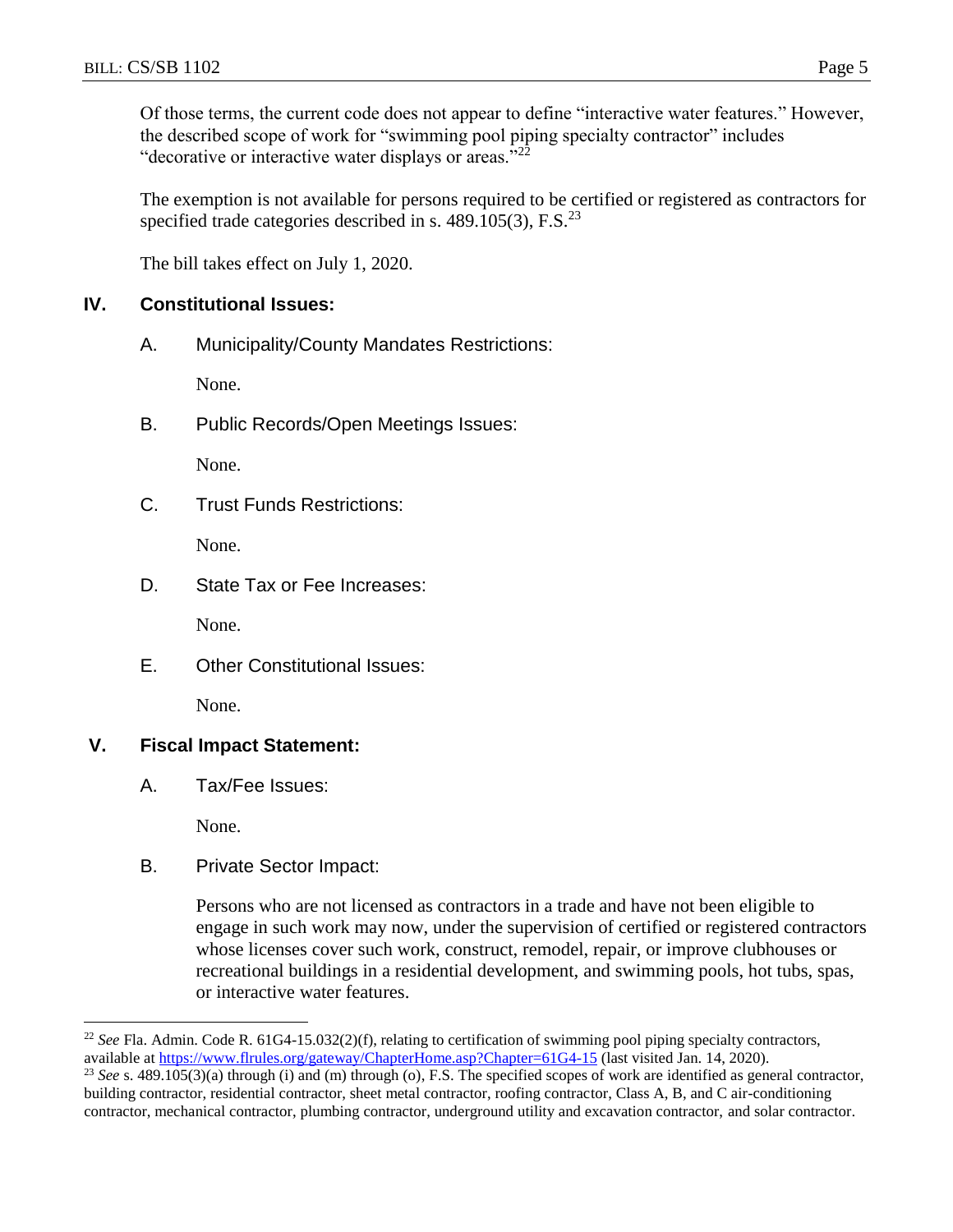Of those terms, the current code does not appear to define "interactive water features." However, the described scope of work for "swimming pool piping specialty contractor" includes "decorative or interactive water displays or areas."[22]

The exemption is not available for persons required to be certified or registered as contractors for specified trade categories described in s. 489.105(3), F.S.[23]

The bill takes effect on July 1, 2020.

## IV. Constitutional Issues:

### A. Municipality/County Mandates Restrictions:

None.

### B. Public Records/Open Meetings Issues:

None.

### C. Trust Funds Restrictions:

None.

### D. State Tax or Fee Increases:

None.

### E. Other Constitutional Issues:

None.

## V. Fiscal Impact Statement:

### A. Tax/Fee Issues:

None.

### B. Private Sector Impact:

Persons who are not licensed as contractors in a trade and have not been eligible to engage in such work may now, under the supervision of certified or registered contractors whose licenses cover such work, construct, remodel, repair, or improve clubhouses or recreational buildings in a residential development, and swimming pools, hot tubs, spas, or interactive water features.

---

[22] *See* Fla. Admin. Code R. 61G4-15.032(2)(f), relating to certification of swimming pool piping specialty contractors, available at https://www.flrules.org/gateway/ChapterHome.asp?Chapter=61G4-15 (last visited Jan. 14, 2020).

[23] *See* s. 489.105(3)(a) through (i) and (m) through (o), F.S. The specified scopes of work are identified as general contractor, building contractor, residential contractor, sheet metal contractor, roofing contractor, Class A, B, and C air-conditioning contractor, mechanical contractor, plumbing contractor, underground utility and excavation contractor, and solar contractor.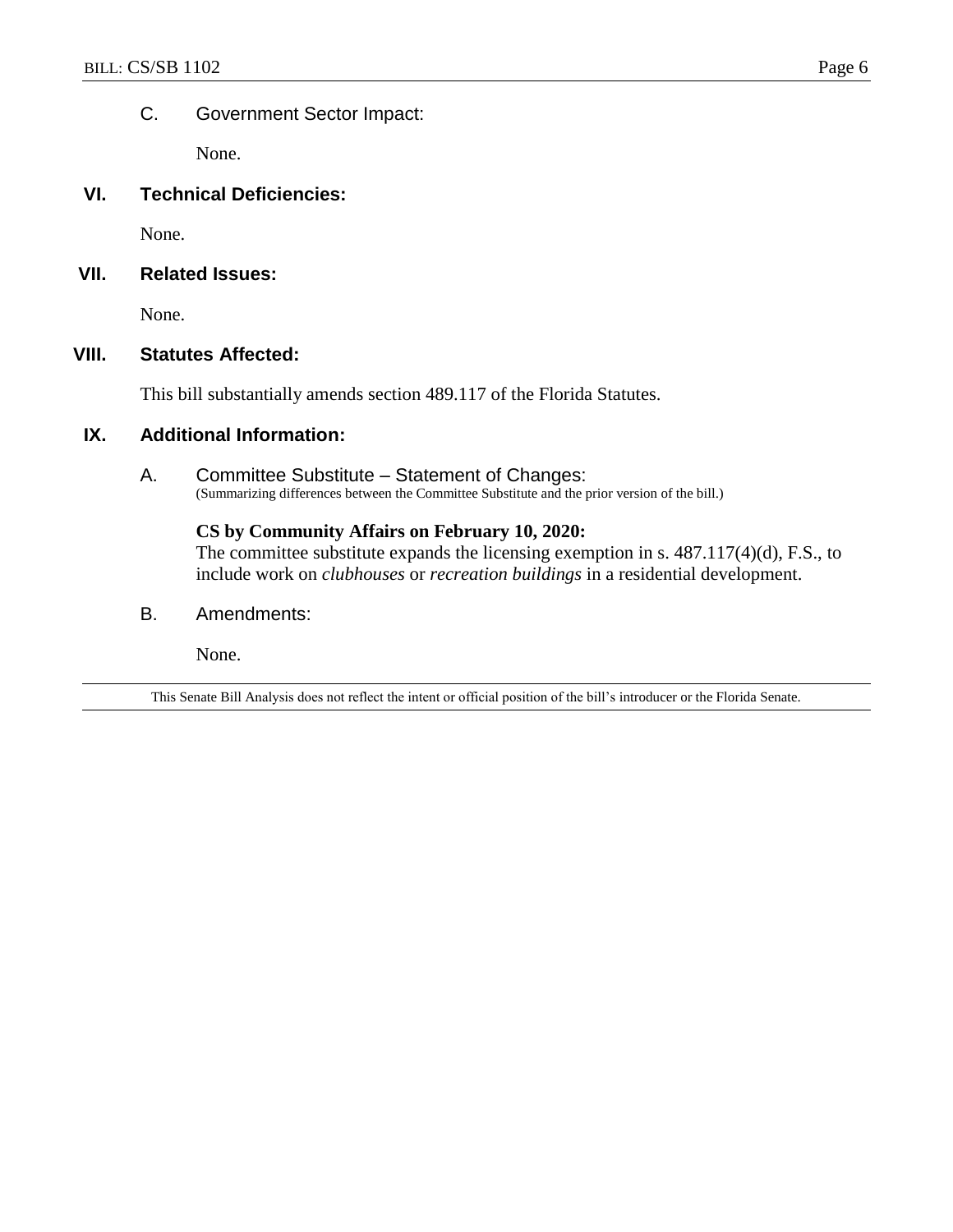C. Government Sector Impact:

None.

## VI. Technical Deficiencies:

None.

## VII. Related Issues:

None.

## VIII. Statutes Affected:

This bill substantially amends section 489.117 of the Florida Statutes.

## IX. Additional Information:

A. Committee Substitute – Statement of Changes:
(Summarizing differences between the Committee Substitute and the prior version of the bill.)

**CS by Community Affairs on February 10, 2020:**
The committee substitute expands the licensing exemption in s. 487.117(4)(d), F.S., to include work on *clubhouses* or *recreation buildings* in a residential development.

B. Amendments:

None.

This Senate Bill Analysis does not reflect the intent or official position of the bill's introducer or the Florida Senate.